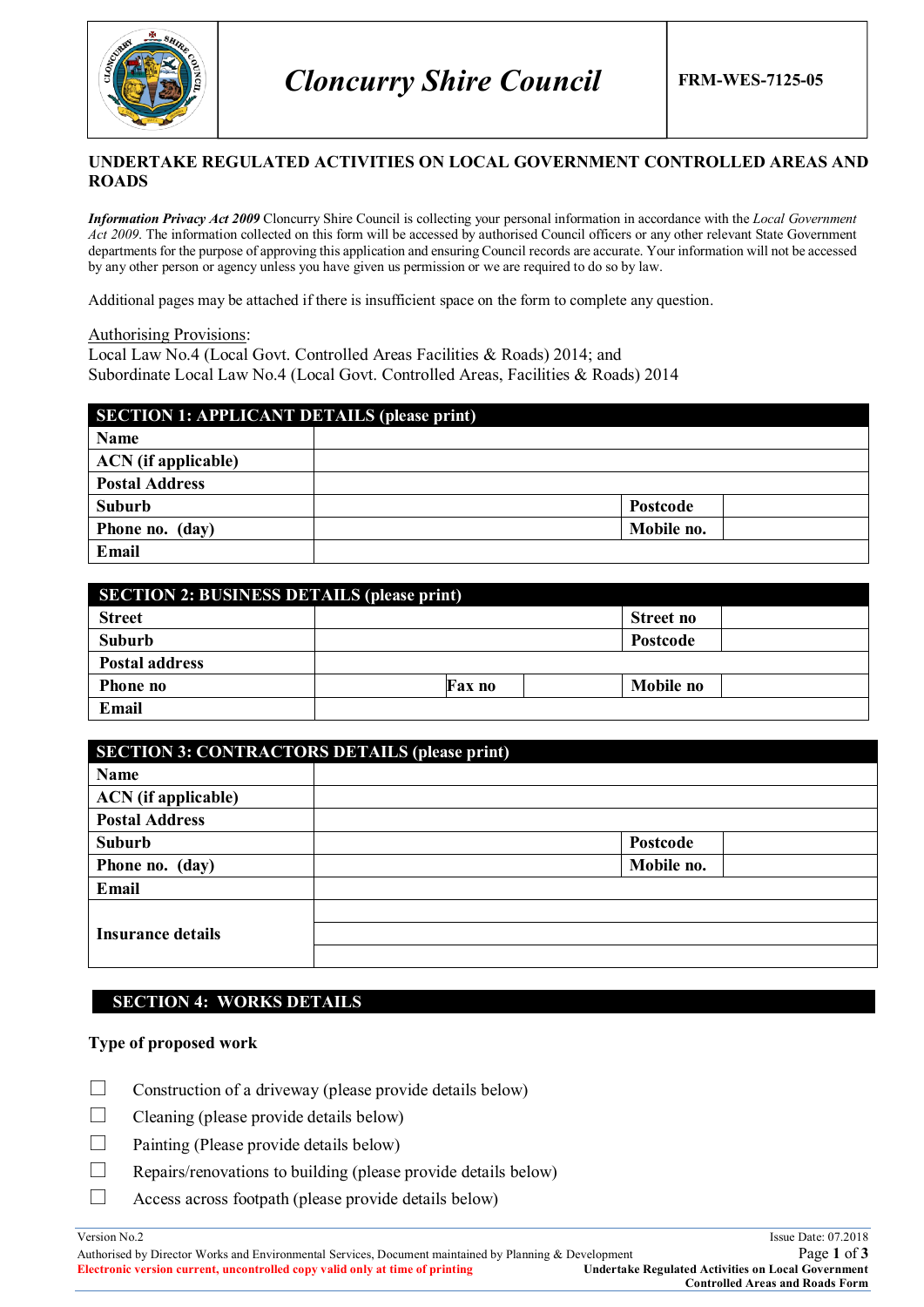# Cloncurry Shire Council

**FRM-WES-7125-05**

## UNDERTAKE REGULATED ACTIVITIES ON LOCAL GOVERNMENT CONTROLLED AREAS AND ROADS

***Information Privacy Act 2009*** Cloncurry Shire Council is collecting your personal information in accordance with the *Local Government Act 2009.* The information collected on this form will be accessed by authorised Council officers or any other relevant State Government departments for the purpose of approving this application and ensuring Council records are accurate. Your information will not be accessed by any other person or agency unless you have given us permission or we are required to do so by law.

Additional pages may be attached if there is insufficient space on the form to complete any question.

Authorising Provisions:
Local Law No.4 (Local Govt. Controlled Areas Facilities & Roads) 2014; and
Subordinate Local Law No.4 (Local Govt. Controlled Areas, Facilities & Roads) 2014

| SECTION 1: APPLICANT DETAILS (please print) | | | |
|---|---|---|---|
| **Name** | | | |
| **ACN (if applicable)** | | | |
| **Postal Address** | | | |
| **Suburb** | | **Postcode** | |
| **Phone no. (day)** | | **Mobile no.** | |
| **Email** | | | |

| SECTION 2: BUSINESS DETAILS (please print) | | | | | |
|---|---|---|---|---|---|
| **Street** | | | | **Street no** | |
| **Suburb** | | | | **Postcode** | |
| **Postal address** | | | | | |
| **Phone no** | | **Fax no** | | **Mobile no** | |
| **Email** | | | | | |

| SECTION 3: CONTRACTORS DETAILS (please print) | | | |
|---|---|---|---|
| **Name** | | | |
| **ACN (if applicable)** | | | |
| **Postal Address** | | | |
| **Suburb** | | **Postcode** | |
| **Phone no. (day)** | | **Mobile no.** | |
| **Email** | | | |
| **Insurance details** | | | |
| | | | |
| | | | |

## SECTION 4: WORKS DETAILS

**Type of proposed work**

- ☐ Construction of a driveway (please provide details below)
- ☐ Cleaning (please provide details below)
- ☐ Painting (Please provide details below)
- ☐ Repairs/renovations to building (please provide details below)
- ☐ Access across footpath (please provide details below)

Version No.2
Authorised by Director Works and Environmental Services, Document maintained by Planning & Development
Electronic version current, uncontrolled copy valid only at time of printing

Issue Date: 07.2018
Undertake Regulated Activities on Local Government Controlled Areas and Roads Form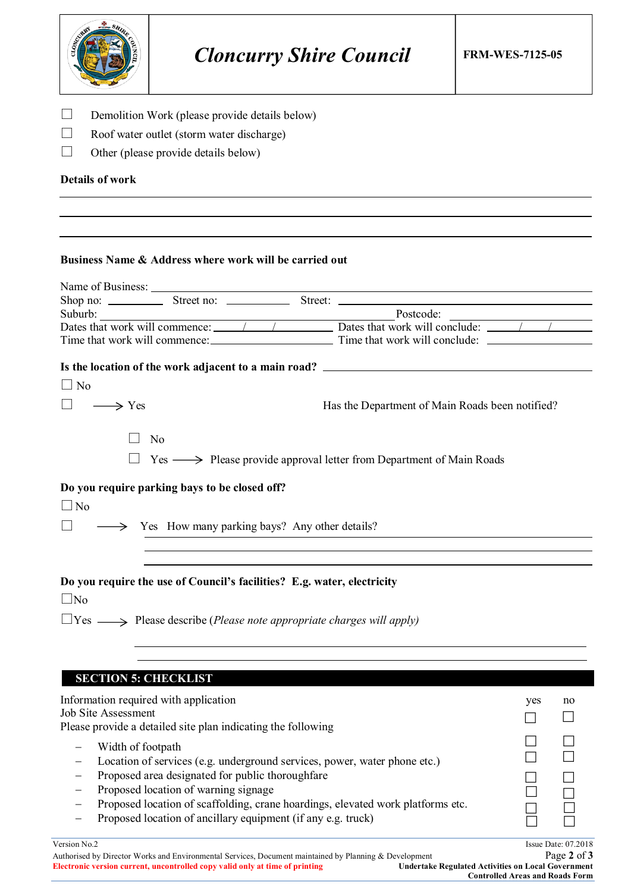☐ Demolition Work (please provide details below)

☐ Roof water outlet (storm water discharge)

☐ Other (please provide details below)

**Details of work**

\_\_\_\_\_\_\_\_\_\_\_\_\_\_\_\_\_\_\_\_\_\_\_\_\_\_\_\_\_\_\_\_\_\_\_\_\_\_\_\_\_\_\_\_\_\_\_\_\_\_\_\_\_\_\_\_\_\_\_\_

\_\_\_\_\_\_\_\_\_\_\_\_\_\_\_\_\_\_\_\_\_\_\_\_\_\_\_\_\_\_\_\_\_\_\_\_\_\_\_\_\_\_\_\_\_\_\_\_\_\_\_\_\_\_\_\_\_\_\_\_

\_\_\_\_\_\_\_\_\_\_\_\_\_\_\_\_\_\_\_\_\_\_\_\_\_\_\_\_\_\_\_\_\_\_\_\_\_\_\_\_\_\_\_\_\_\_\_\_\_\_\_\_\_\_\_\_\_\_\_\_

**Business Name & Address where work will be carried out**

Name of Business: \_\_\_\_\_\_\_\_\_\_\_\_\_\_\_\_\_\_\_\_\_\_\_\_\_\_\_\_\_\_\_\_\_\_\_\_\_\_\_\_\_\_\_\_

Shop no: \_\_\_\_\_\_\_\_ Street no: \_\_\_\_\_\_\_\_ Street: \_\_\_\_\_\_\_\_\_\_\_\_\_\_\_\_\_\_\_\_\_\_\_\_\_\_

Suburb: \_\_\_\_\_\_\_\_\_\_\_\_\_\_\_\_\_\_\_\_\_\_\_\_\_\_\_\_\_\_\_\_ Postcode: \_\_\_\_\_\_\_\_\_\_\_\_

Dates that work will commence: \_\_\_\_/\_\_\_\_/\_\_\_\_ Dates that work will conclude: \_\_\_\_/\_\_\_\_/\_\_\_\_

Time that work will commence: \_\_\_\_\_\_\_\_\_\_\_\_ Time that work will conclude: \_\_\_\_\_\_\_\_\_\_\_\_

**Is the location of the work adjacent to a main road?** \_\_\_\_\_\_\_\_\_\_\_\_\_\_\_\_\_\_\_\_\_\_\_\_

☐ No

☐ ⟶ Yes Has the Department of Main Roads been notified?

- ☐ No
- ☐ Yes ⟶ Please provide approval letter from Department of Main Roads

**Do you require parking bays to be closed off?**

☐ No

☐ ⟶ Yes How many parking bays? Any other details?

\_\_\_\_\_\_\_\_\_\_\_\_\_\_\_\_\_\_\_\_\_\_\_\_\_\_\_\_\_\_\_\_\_\_\_\_\_\_\_\_\_\_\_\_\_\_\_\_\_\_\_\_\_\_\_\_\_\_\_\_

\_\_\_\_\_\_\_\_\_\_\_\_\_\_\_\_\_\_\_\_\_\_\_\_\_\_\_\_\_\_\_\_\_\_\_\_\_\_\_\_\_\_\_\_\_\_\_\_\_\_\_\_\_\_\_\_\_\_\_\_

**Do you require the use of Council's facilities? E.g. water, electricity**

☐ No

☐ Yes ⟶ Please describe (*Please note appropriate charges will apply)*

\_\_\_\_\_\_\_\_\_\_\_\_\_\_\_\_\_\_\_\_\_\_\_\_\_\_\_\_\_\_\_\_\_\_\_\_\_\_\_\_\_\_\_\_\_\_\_\_\_\_\_\_\_\_\_\_\_\_\_\_

\_\_\_\_\_\_\_\_\_\_\_\_\_\_\_\_\_\_\_\_\_\_\_\_\_\_\_\_\_\_\_\_\_\_\_\_\_\_\_\_\_\_\_\_\_\_\_\_\_\_\_\_\_\_\_\_\_\_\_\_

## SECTION 5: CHECKLIST

| Information required with application | yes | no |
|---|---|---|
| Job Site Assessment | ☐ | ☐ |
| Please provide a detailed site plan indicating the following | | |
| – Width of footpath | ☐ | ☐ |
| – Location of services (e.g. underground services, power, water phone etc.) | ☐ | ☐ |
| – Proposed area designated for public thoroughfare | ☐ | ☐ |
| – Proposed location of warning signage | ☐ | ☐ |
| – Proposed location of scaffolding, crane hoardings, elevated work platforms etc. | ☐ | ☐ |
| – Proposed location of ancillary equipment (if any e.g. truck) | ☐ | ☐ |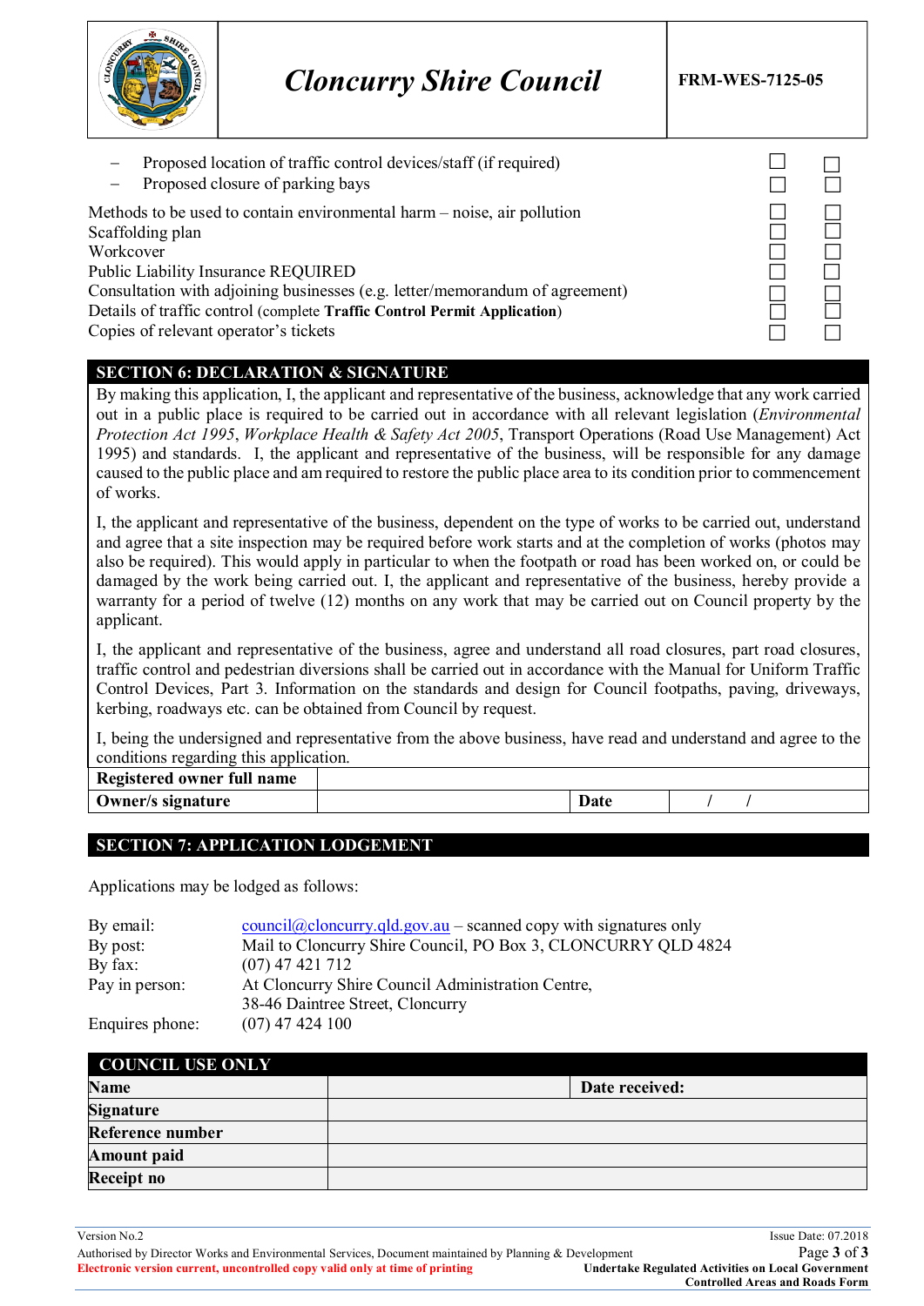– Proposed location of traffic control devices/staff (if required) ☐ ☐
– Proposed closure of parking bays ☐ ☐

Methods to be used to contain environmental harm – noise, air pollution ☐ ☐
Scaffolding plan ☐ ☐
Workcover ☐ ☐
Public Liability Insurance REQUIRED ☐ ☐
Consultation with adjoining businesses (e.g. letter/memorandum of agreement) ☐ ☐
Details of traffic control (complete **Traffic Control Permit Application**) ☐ ☐
Copies of relevant operator's tickets ☐ ☐

## SECTION 6: DECLARATION & SIGNATURE

By making this application, I, the applicant and representative of the business, acknowledge that any work carried out in a public place is required to be carried out in accordance with all relevant legislation (*Environmental Protection Act 1995*, *Workplace Health & Safety Act 2005*, Transport Operations (Road Use Management) Act 1995) and standards. I, the applicant and representative of the business, will be responsible for any damage caused to the public place and am required to restore the public place area to its condition prior to commencement of works.

I, the applicant and representative of the business, dependent on the type of works to be carried out, understand and agree that a site inspection may be required before work starts and at the completion of works (photos may also be required). This would apply in particular to when the footpath or road has been worked on, or could be damaged by the work being carried out. I, the applicant and representative of the business, hereby provide a warranty for a period of twelve (12) months on any work that may be carried out on Council property by the applicant.

I, the applicant and representative of the business, agree and understand all road closures, part road closures, traffic control and pedestrian diversions shall be carried out in accordance with the Manual for Uniform Traffic Control Devices, Part 3. Information on the standards and design for Council footpaths, paving, driveways, kerbing, roadways etc. can be obtained from Council by request.

I, being the undersigned and representative from the above business, have read and understand and agree to the conditions regarding this application.

| | | | |
|---|---|---|---|
| **Registered owner full name** | | | |
| **Owner/s signature** | | **Date** | / / |

## SECTION 7: APPLICATION LODGEMENT

Applications may be lodged as follows:

| | |
|---|---|
| By email: | council@cloncurry.qld.gov.au – scanned copy with signatures only |
| By post: | Mail to Cloncurry Shire Council, PO Box 3, CLONCURRY QLD 4824 |
| By fax: | (07) 47 421 712 |
| Pay in person: | At Cloncurry Shire Council Administration Centre, 38-46 Daintree Street, Cloncurry |
| Enquires phone: | (07) 47 424 100 |

## COUNCIL USE ONLY

| | | | |
|---|---|---|---|
| **Name** | | **Date received:** | |
| **Signature** | | | |
| **Reference number** | | | |
| **Amount paid** | | | |
| **Receipt no** | | | |